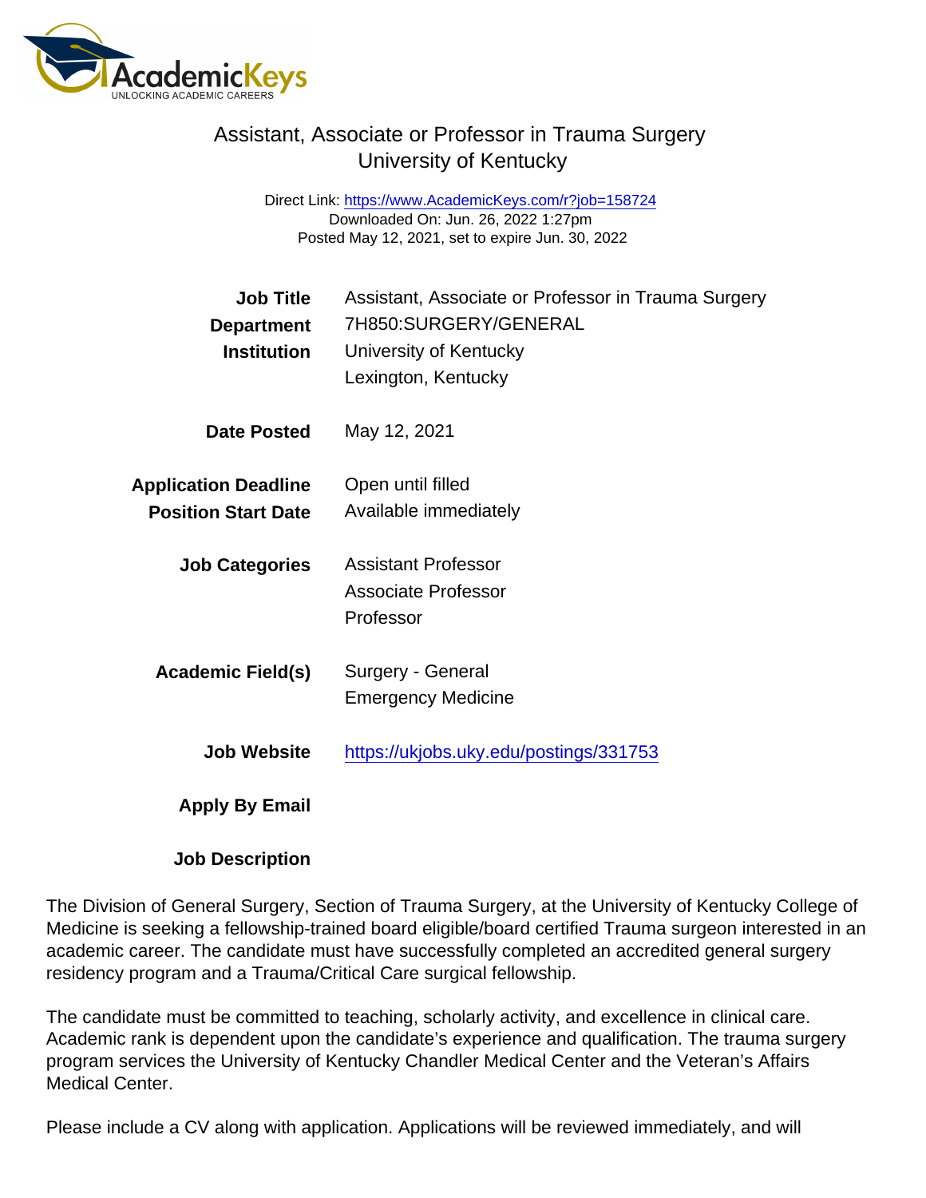# Assistant, Associate or Professor in Trauma Surgery
## University of Kentucky

Direct Link: https://www.AcademicKeys.com/r?job=158724
Downloaded On: Jun. 26, 2022 1:27pm
Posted May 12, 2021, set to expire Jun. 30, 2022

**Job Title** Assistant, Associate or Professor in Trauma Surgery
**Department** 7H850:SURGERY/GENERAL
**Institution** University of Kentucky
Lexington, Kentucky

**Date Posted** May 12, 2021

**Application Deadline** Open until filled
**Position Start Date** Available immediately

**Job Categories** Assistant Professor
Associate Professor
Professor

**Academic Field(s)** Surgery - General
Emergency Medicine

**Job Website** https://ukjobs.uky.edu/postings/331753

**Apply By Email**

**Job Description**

The Division of General Surgery, Section of Trauma Surgery, at the University of Kentucky College of Medicine is seeking a fellowship-trained board eligible/board certified Trauma surgeon interested in an academic career. The candidate must have successfully completed an accredited general surgery residency program and a Trauma/Critical Care surgical fellowship.

The candidate must be committed to teaching, scholarly activity, and excellence in clinical care. Academic rank is dependent upon the candidate's experience and qualification. The trauma surgery program services the University of Kentucky Chandler Medical Center and the Veteran's Affairs Medical Center.

Please include a CV along with application. Applications will be reviewed immediately, and will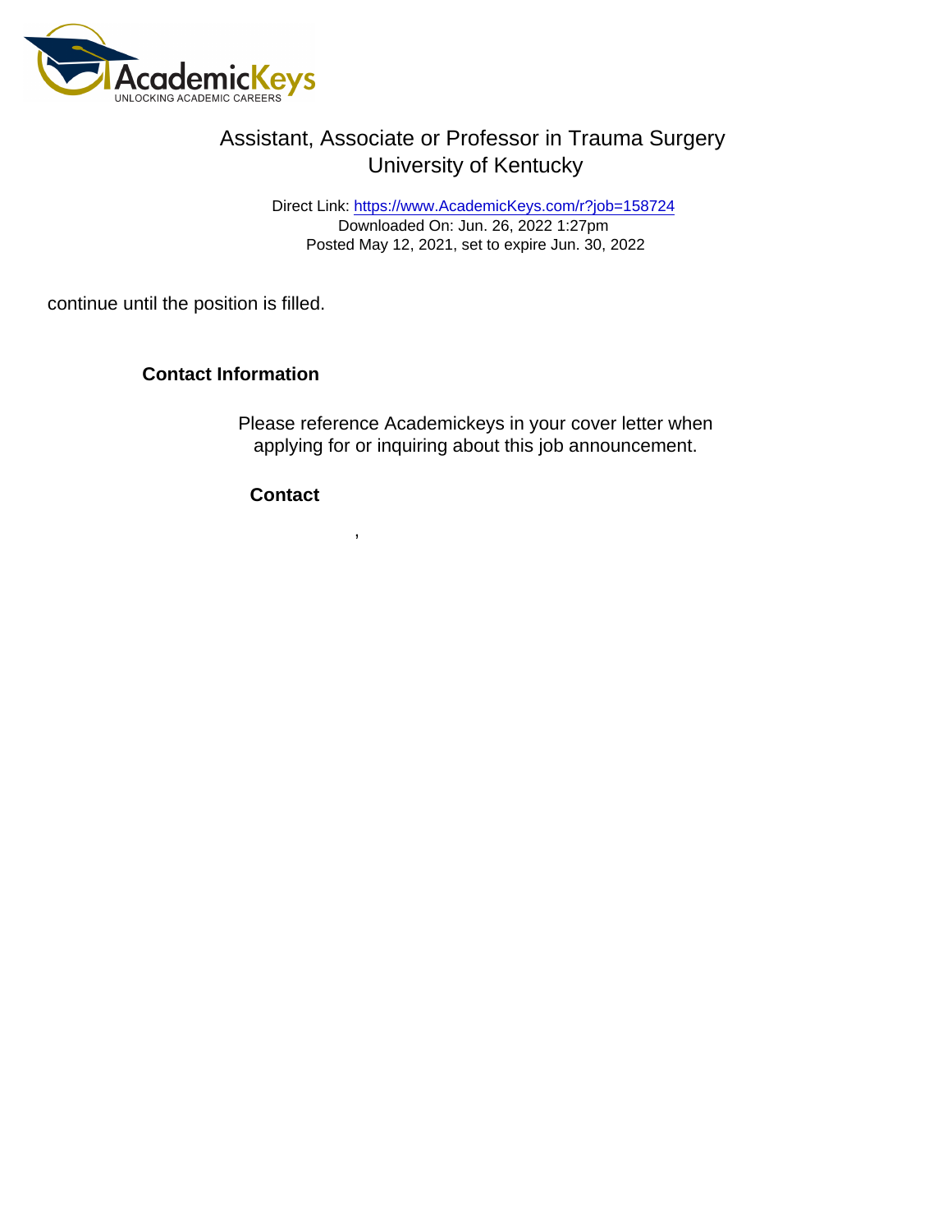continue until the position is filled.

### Contact Information

Please reference Academickeys in your cover letter when applying for or inquiring about this job announcement.

#### Contact

,